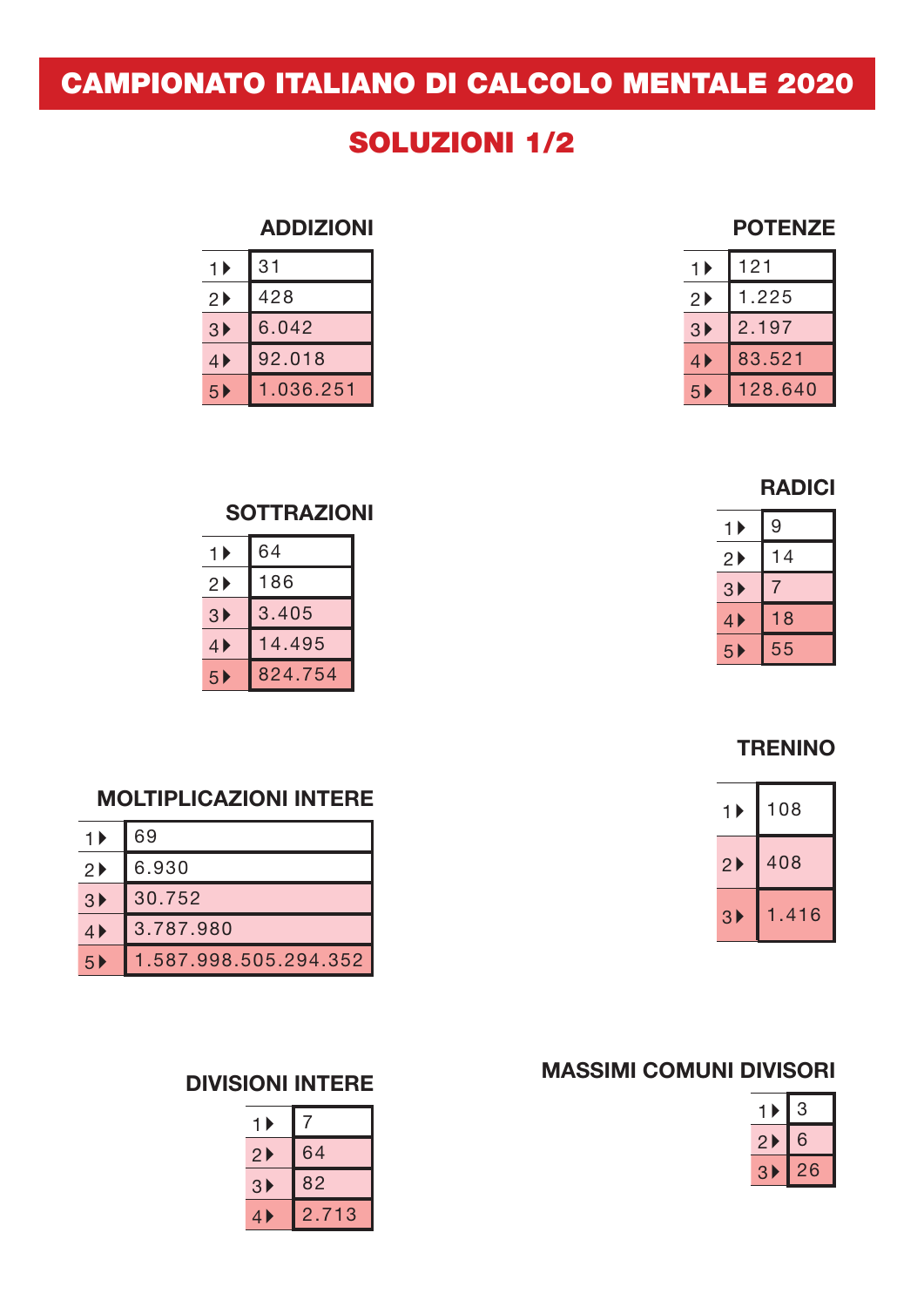# CAMPIONATO ITALIANO DI CALCOLO MENTALE 2020

## SOLUZIONI 1/2

### ADDIZIONI

| | |
|---|---|
| 1 | 31 |
| 2 | 428 |
| 3 | 6.042 |
| 4 | 92.018 |
| 5 | 1.036.251 |

### POTENZE

| | |
|---|---|
| 1 | 121 |
| 2 | 1.225 |
| 3 | 2.197 |
| 4 | 83.521 |
| 5 | 128.640 |

### RADICI

| | |
|---|---|
| 1 | 9 |
| 2 | 14 |
| 3 | 7 |
| 4 | 18 |
| 5 | 55 |

### SOTTRAZIONI

| | |
|---|---|
| 1 | 64 |
| 2 | 186 |
| 3 | 3.405 |
| 4 | 14.495 |
| 5 | 824.754 |

### TRENINO

| | |
|---|---|
| 1 | 108 |
| 2 | 408 |
| 3 | 1.416 |

### MOLTIPLICAZIONI INTERE

| | |
|---|---|
| 1 | 69 |
| 2 | 6.930 |
| 3 | 30.752 |
| 4 | 3.787.980 |
| 5 | 1.587.998.505.294.352 |

### MASSIMI COMUNI DIVISORI

| | |
|---|---|
| 1 | 3 |
| 2 | 6 |
| 3 | 26 |

### DIVISIONI INTERE

| | |
|---|---|
| 1 | 7 |
| 2 | 64 |
| 3 | 82 |
| 4 | 2.713 |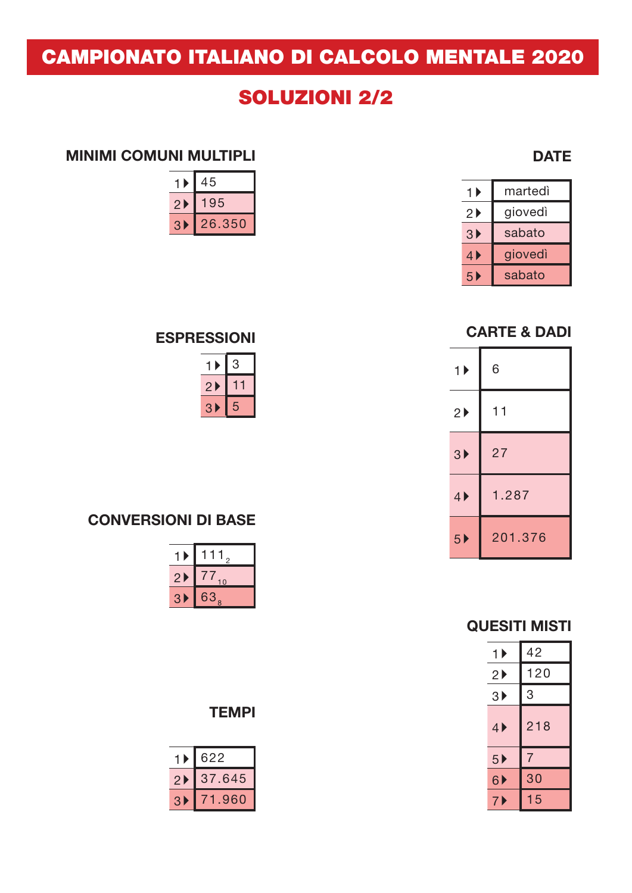# CAMPIONATO ITALIANO DI CALCOLO MENTALE 2020

## SOLUZIONI 2/2

### MINIMI COMUNI MULTIPLI

| | |
|---|---|
| 1 | 45 |
| 2 | 195 |
| 3 | 26.350 |

### ESPRESSIONI

| | |
|---|---|
| 1 | 3 |
| 2 | 11 |
| 3 | 5 |

### CONVERSIONI DI BASE

| | |
|---|---|
| 1 | $111_2$ |
| 2 | $77_{10}$ |
| 3 | $63_8$ |

### TEMPI

| | |
|---|---|
| 1 | 622 |
| 2 | 37.645 |
| 3 | 71.960 |

### DATE

| | |
|---|---|
| 1 | martedì |
| 2 | giovedì |
| 3 | sabato |
| 4 | giovedì |
| 5 | sabato |

### CARTE & DADI

| | |
|---|---|
| 1 | 6 |
| 2 | 11 |
| 3 | 27 |
| 4 | 1.287 |
| 5 | 201.376 |

### QUESITI MISTI

| | |
|---|---|
| 1 | 42 |
| 2 | 120 |
| 3 | 3 |
| 4 | 218 |
| 5 | 7 |
| 6 | 30 |
| 7 | 15 |